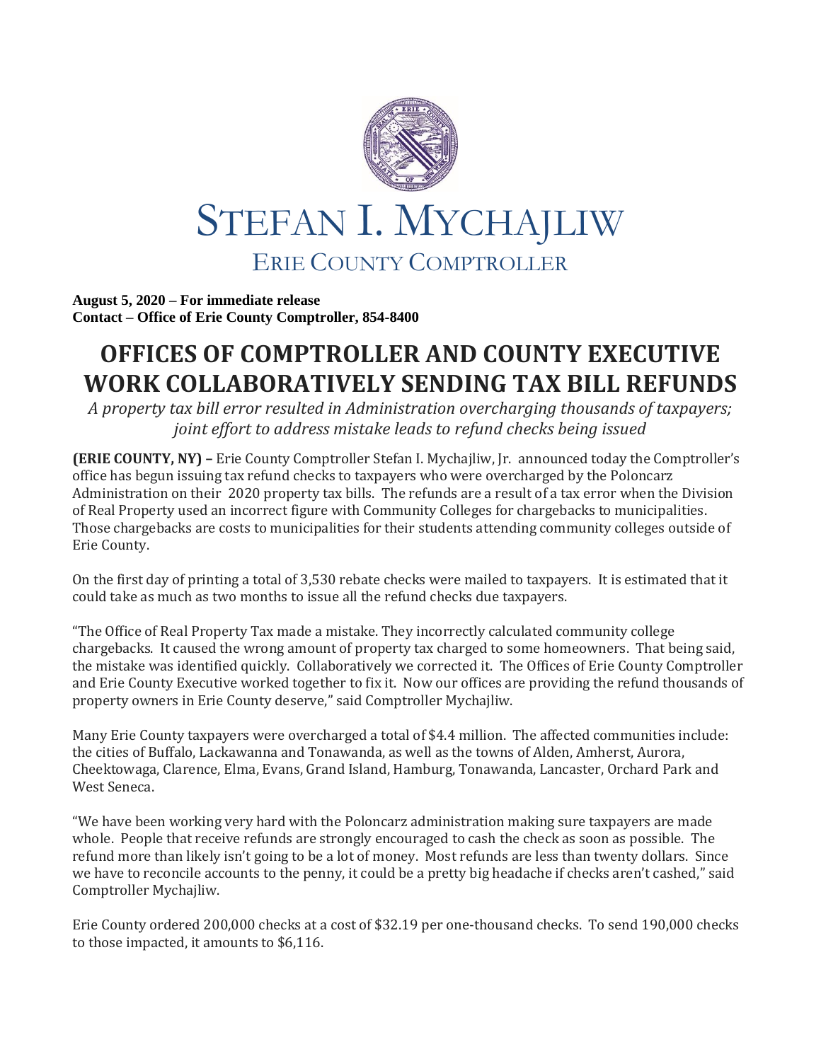# STEFAN I. MYCHAJLIW

## ERIE COUNTY COMPTROLLER

**August 5, 2020 – For immediate release**
**Contact – Office of Erie County Comptroller, 854-8400**

# OFFICES OF COMPTROLLER AND COUNTY EXECUTIVE WORK COLLABORATIVELY SENDING TAX BILL REFUNDS

*A property tax bill error resulted in Administration overcharging thousands of taxpayers; joint effort to address mistake leads to refund checks being issued*

**(ERIE COUNTY, NY) –** Erie County Comptroller Stefan I. Mychajliw, Jr. announced today the Comptroller's office has begun issuing tax refund checks to taxpayers who were overcharged by the Poloncarz Administration on their 2020 property tax bills. The refunds are a result of a tax error when the Division of Real Property used an incorrect figure with Community Colleges for chargebacks to municipalities. Those chargebacks are costs to municipalities for their students attending community colleges outside of Erie County.

On the first day of printing a total of 3,530 rebate checks were mailed to taxpayers. It is estimated that it could take as much as two months to issue all the refund checks due taxpayers.

"The Office of Real Property Tax made a mistake. They incorrectly calculated community college chargebacks. It caused the wrong amount of property tax charged to some homeowners. That being said, the mistake was identified quickly. Collaboratively we corrected it. The Offices of Erie County Comptroller and Erie County Executive worked together to fix it. Now our offices are providing the refund thousands of property owners in Erie County deserve," said Comptroller Mychajliw.

Many Erie County taxpayers were overcharged a total of $4.4 million. The affected communities include: the cities of Buffalo, Lackawanna and Tonawanda, as well as the towns of Alden, Amherst, Aurora, Cheektowaga, Clarence, Elma, Evans, Grand Island, Hamburg, Tonawanda, Lancaster, Orchard Park and West Seneca.

"We have been working very hard with the Poloncarz administration making sure taxpayers are made whole. People that receive refunds are strongly encouraged to cash the check as soon as possible. The refund more than likely isn't going to be a lot of money. Most refunds are less than twenty dollars. Since we have to reconcile accounts to the penny, it could be a pretty big headache if checks aren't cashed," said Comptroller Mychajliw.

Erie County ordered 200,000 checks at a cost of $32.19 per one-thousand checks. To send 190,000 checks to those impacted, it amounts to $6,116.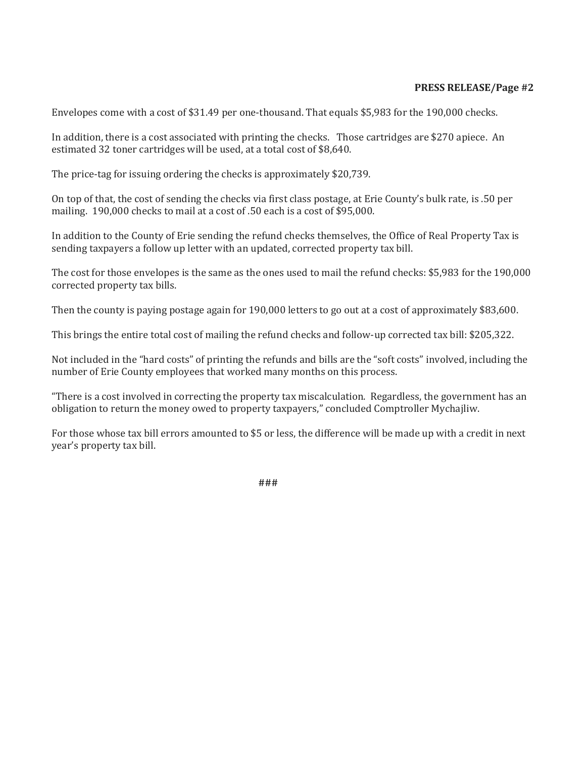Envelopes come with a cost of $31.49 per one-thousand. That equals $5,983 for the 190,000 checks.

In addition, there is a cost associated with printing the checks. Those cartridges are $270 apiece. An estimated 32 toner cartridges will be used, at a total cost of $8,640.

The price-tag for issuing ordering the checks is approximately $20,739.

On top of that, the cost of sending the checks via first class postage, at Erie County's bulk rate, is .50 per mailing. 190,000 checks to mail at a cost of .50 each is a cost of $95,000.

In addition to the County of Erie sending the refund checks themselves, the Office of Real Property Tax is sending taxpayers a follow up letter with an updated, corrected property tax bill.

The cost for those envelopes is the same as the ones used to mail the refund checks: $5,983 for the 190,000 corrected property tax bills.

Then the county is paying postage again for 190,000 letters to go out at a cost of approximately $83,600.

This brings the entire total cost of mailing the refund checks and follow-up corrected tax bill: $205,322.

Not included in the "hard costs" of printing the refunds and bills are the "soft costs" involved, including the number of Erie County employees that worked many months on this process.

"There is a cost involved in correcting the property tax miscalculation. Regardless, the government has an obligation to return the money owed to property taxpayers," concluded Comptroller Mychajliw.

For those whose tax bill errors amounted to $5 or less, the difference will be made up with a credit in next year's property tax bill.

###